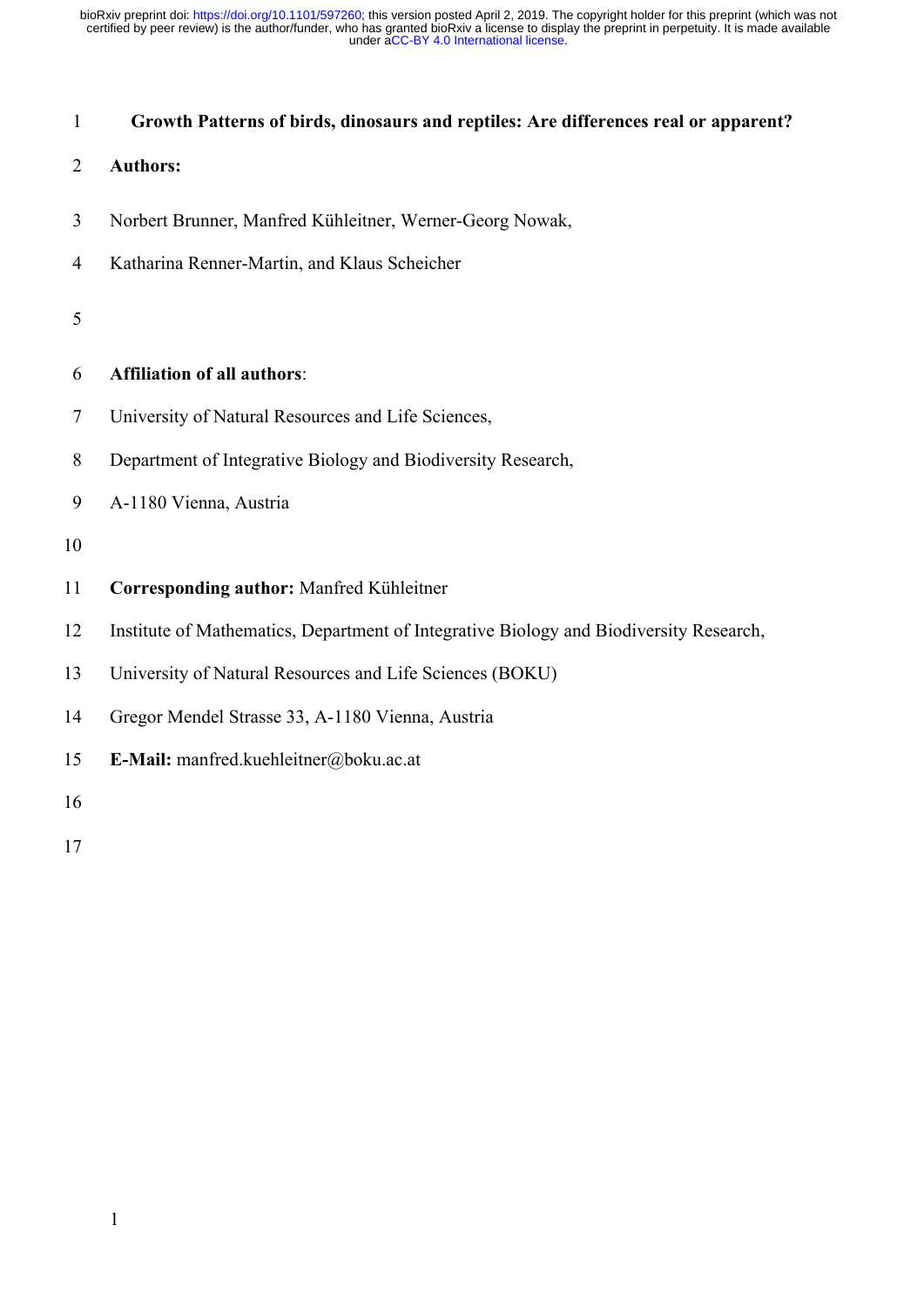# Growth Patterns of birds, dinosaurs and reptiles: Are differences real or apparent?

**Authors:**

Norbert Brunner, Manfred Kühleitner, Werner-Georg Nowak,

Katharina Renner-Martin, and Klaus Scheicher

**Affiliation of all authors**:

University of Natural Resources and Life Sciences,

Department of Integrative Biology and Biodiversity Research,

A-1180 Vienna, Austria

**Corresponding author:** Manfred Kühleitner

Institute of Mathematics, Department of Integrative Biology and Biodiversity Research,

University of Natural Resources and Life Sciences (BOKU)

Gregor Mendel Strasse 33, A-1180 Vienna, Austria

**E-Mail:** manfred.kuehleitner@boku.ac.at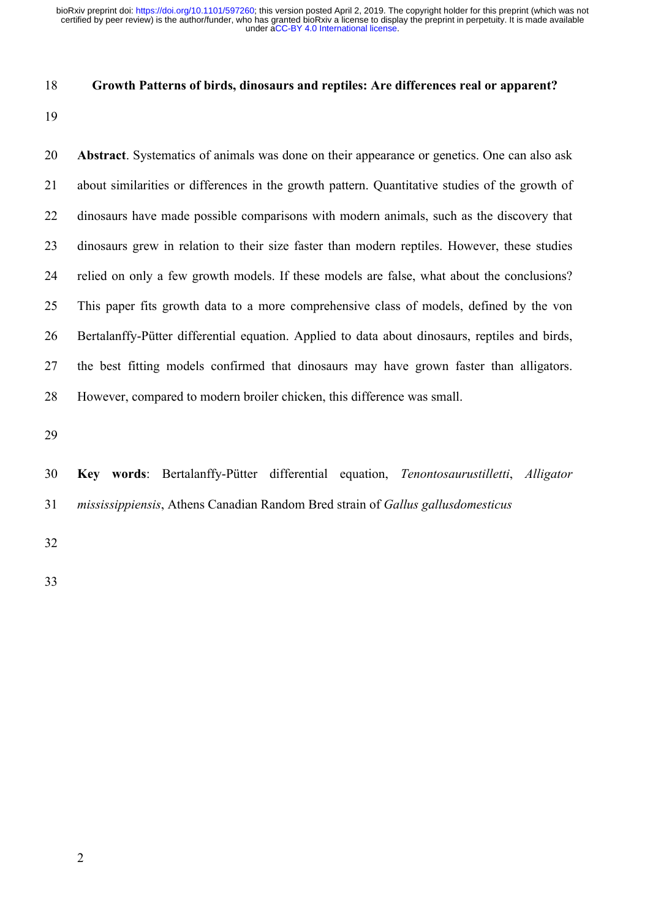**Growth Patterns of birds, dinosaurs and reptiles: Are differences real or apparent?**

**Abstract**. Systematics of animals was done on their appearance or genetics. One can also ask about similarities or differences in the growth pattern. Quantitative studies of the growth of dinosaurs have made possible comparisons with modern animals, such as the discovery that dinosaurs grew in relation to their size faster than modern reptiles. However, these studies relied on only a few growth models. If these models are false, what about the conclusions? This paper fits growth data to a more comprehensive class of models, defined by the von Bertalanffy-Pütter differential equation. Applied to data about dinosaurs, reptiles and birds, the best fitting models confirmed that dinosaurs may have grown faster than alligators. However, compared to modern broiler chicken, this difference was small.

**Key words**: Bertalanffy-Pütter differential equation, *Tenontosaurustilletti*, *Alligator mississippiensis*, Athens Canadian Random Bred strain of *Gallus gallusdomesticus*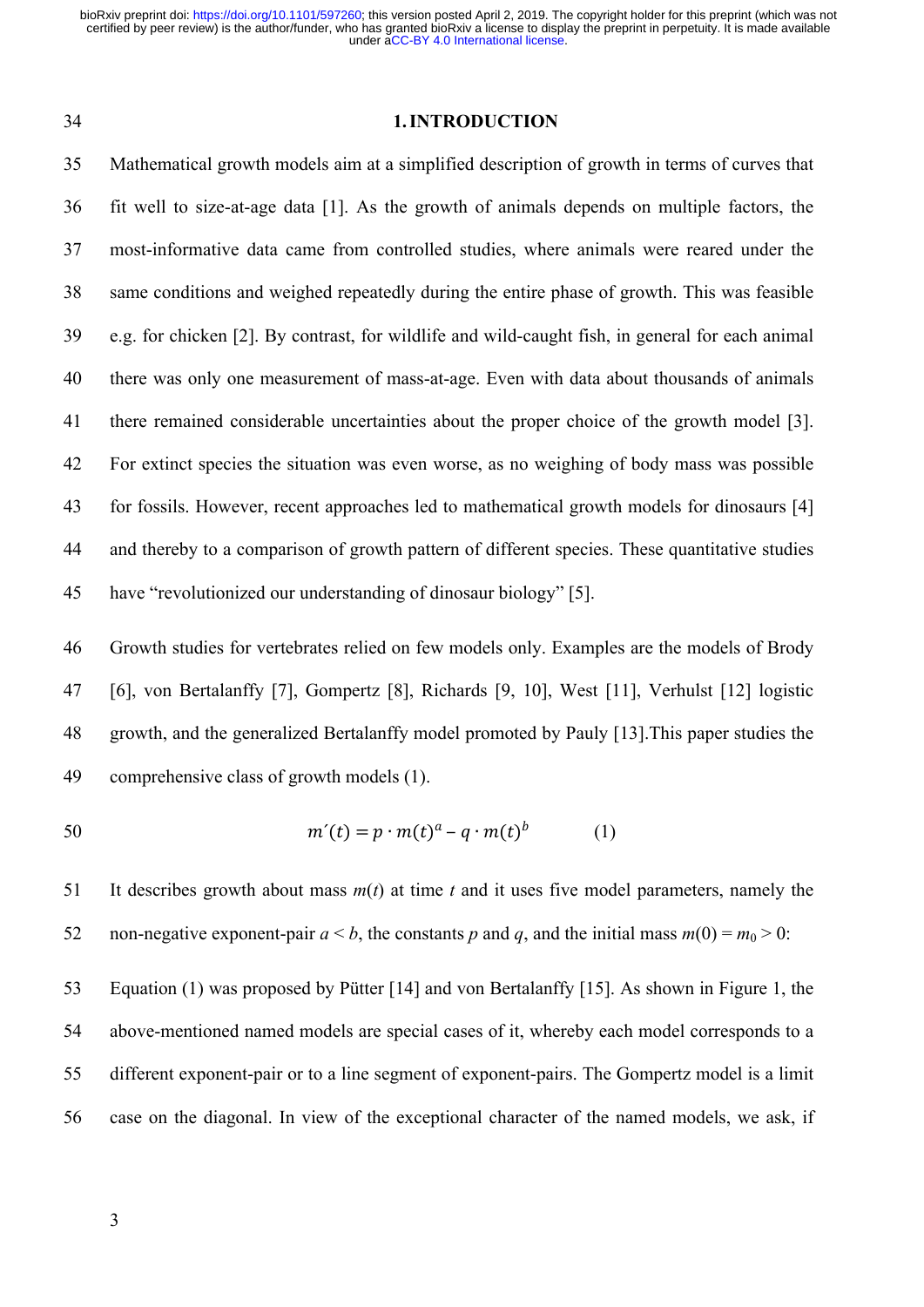## 1. INTRODUCTION

Mathematical growth models aim at a simplified description of growth in terms of curves that fit well to size-at-age data [1]. As the growth of animals depends on multiple factors, the most-informative data came from controlled studies, where animals were reared under the same conditions and weighed repeatedly during the entire phase of growth. This was feasible e.g. for chicken [2]. By contrast, for wildlife and wild-caught fish, in general for each animal there was only one measurement of mass-at-age. Even with data about thousands of animals there remained considerable uncertainties about the proper choice of the growth model [3]. For extinct species the situation was even worse, as no weighing of body mass was possible for fossils. However, recent approaches led to mathematical growth models for dinosaurs [4] and thereby to a comparison of growth pattern of different species. These quantitative studies have "revolutionized our understanding of dinosaur biology" [5].

Growth studies for vertebrates relied on few models only. Examples are the models of Brody [6], von Bertalanffy [7], Gompertz [8], Richards [9, 10], West [11], Verhulst [12] logistic growth, and the generalized Bertalanffy model promoted by Pauly [13].This paper studies the comprehensive class of growth models (1).

$$m'(t) = p \cdot m(t)^a - q \cdot m(t)^b \qquad (1)$$

It describes growth about mass $m(t)$ at time $t$ and it uses five model parameters, namely the non-negative exponent-pair $a < b$, the constants $p$ and $q$, and the initial mass $m(0) = m_0 > 0$:

Equation (1) was proposed by Pütter [14] and von Bertalanffy [15]. As shown in Figure 1, the above-mentioned named models are special cases of it, whereby each model corresponds to a different exponent-pair or to a line segment of exponent-pairs. The Gompertz model is a limit case on the diagonal. In view of the exceptional character of the named models, we ask, if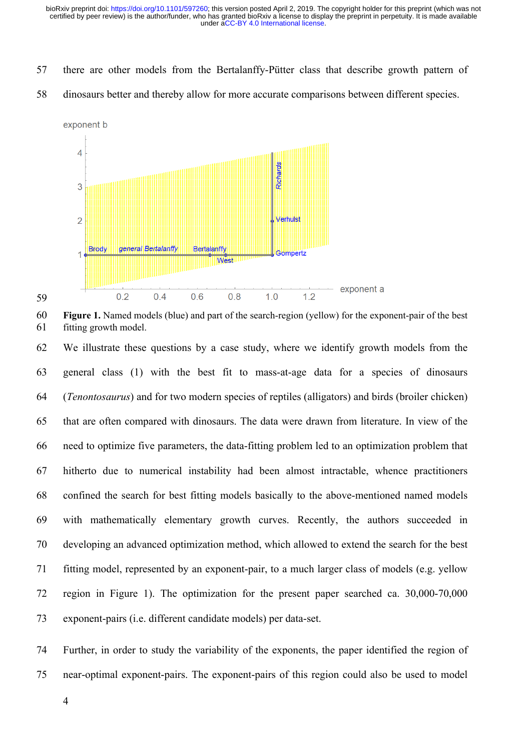there are other models from the Bertalanffy-Pütter class that describe growth pattern of dinosaurs better and thereby allow for more accurate comparisons between different species.

**Figure 1.** Named models (blue) and part of the search-region (yellow) for the exponent-pair of the best fitting growth model.

We illustrate these questions by a case study, where we identify growth models from the general class (1) with the best fit to mass-at-age data for a species of dinosaurs (*Tenontosaurus*) and for two modern species of reptiles (alligators) and birds (broiler chicken) that are often compared with dinosaurs. The data were drawn from literature. In view of the need to optimize five parameters, the data-fitting problem led to an optimization problem that hitherto due to numerical instability had been almost intractable, whence practitioners confined the search for best fitting models basically to the above-mentioned named models with mathematically elementary growth curves. Recently, the authors succeeded in developing an advanced optimization method, which allowed to extend the search for the best fitting model, represented by an exponent-pair, to a much larger class of models (e.g. yellow region in Figure 1). The optimization for the present paper searched ca. 30,000-70,000 exponent-pairs (i.e. different candidate models) per data-set.

Further, in order to study the variability of the exponents, the paper identified the region of near-optimal exponent-pairs. The exponent-pairs of this region could also be used to model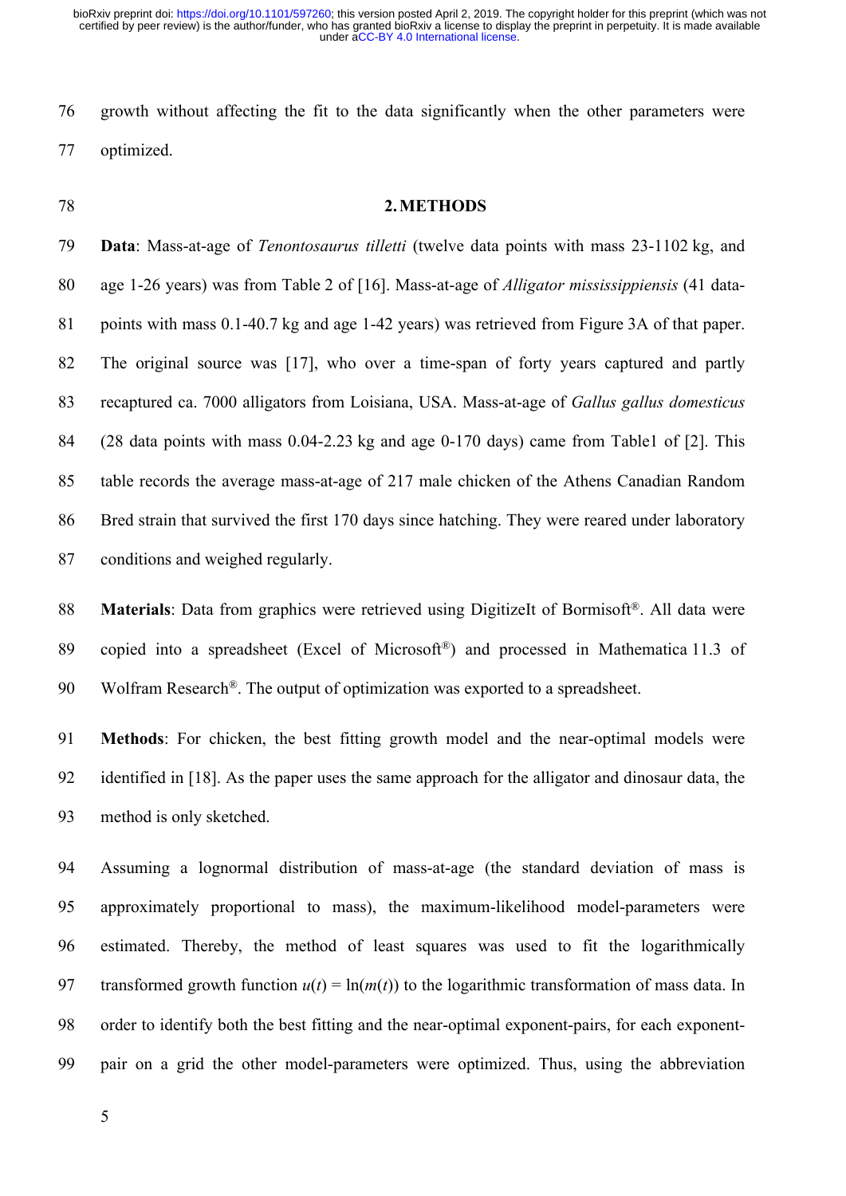growth without affecting the fit to the data significantly when the other parameters were optimized.

## 2. METHODS

**Data**: Mass-at-age of *Tenontosaurus tilletti* (twelve data points with mass 23-1102 kg, and age 1-26 years) was from Table 2 of [16]. Mass-at-age of *Alligator mississippiensis* (41 data-points with mass 0.1-40.7 kg and age 1-42 years) was retrieved from Figure 3A of that paper. The original source was [17], who over a time-span of forty years captured and partly recaptured ca. 7000 alligators from Loisiana, USA. Mass-at-age of *Gallus gallus domesticus* (28 data points with mass 0.04-2.23 kg and age 0-170 days) came from Table1 of [2]. This table records the average mass-at-age of 217 male chicken of the Athens Canadian Random Bred strain that survived the first 170 days since hatching. They were reared under laboratory conditions and weighed regularly.

**Materials**: Data from graphics were retrieved using DigitizeIt of Bormisoft®. All data were copied into a spreadsheet (Excel of Microsoft®) and processed in Mathematica 11.3 of Wolfram Research®. The output of optimization was exported to a spreadsheet.

**Methods**: For chicken, the best fitting growth model and the near-optimal models were identified in [18]. As the paper uses the same approach for the alligator and dinosaur data, the method is only sketched.

Assuming a lognormal distribution of mass-at-age (the standard deviation of mass is approximately proportional to mass), the maximum-likelihood model-parameters were estimated. Thereby, the method of least squares was used to fit the logarithmically transformed growth function $u(t) = \ln(m(t))$ to the logarithmic transformation of mass data. In order to identify both the best fitting and the near-optimal exponent-pairs, for each exponent-pair on a grid the other model-parameters were optimized. Thus, using the abbreviation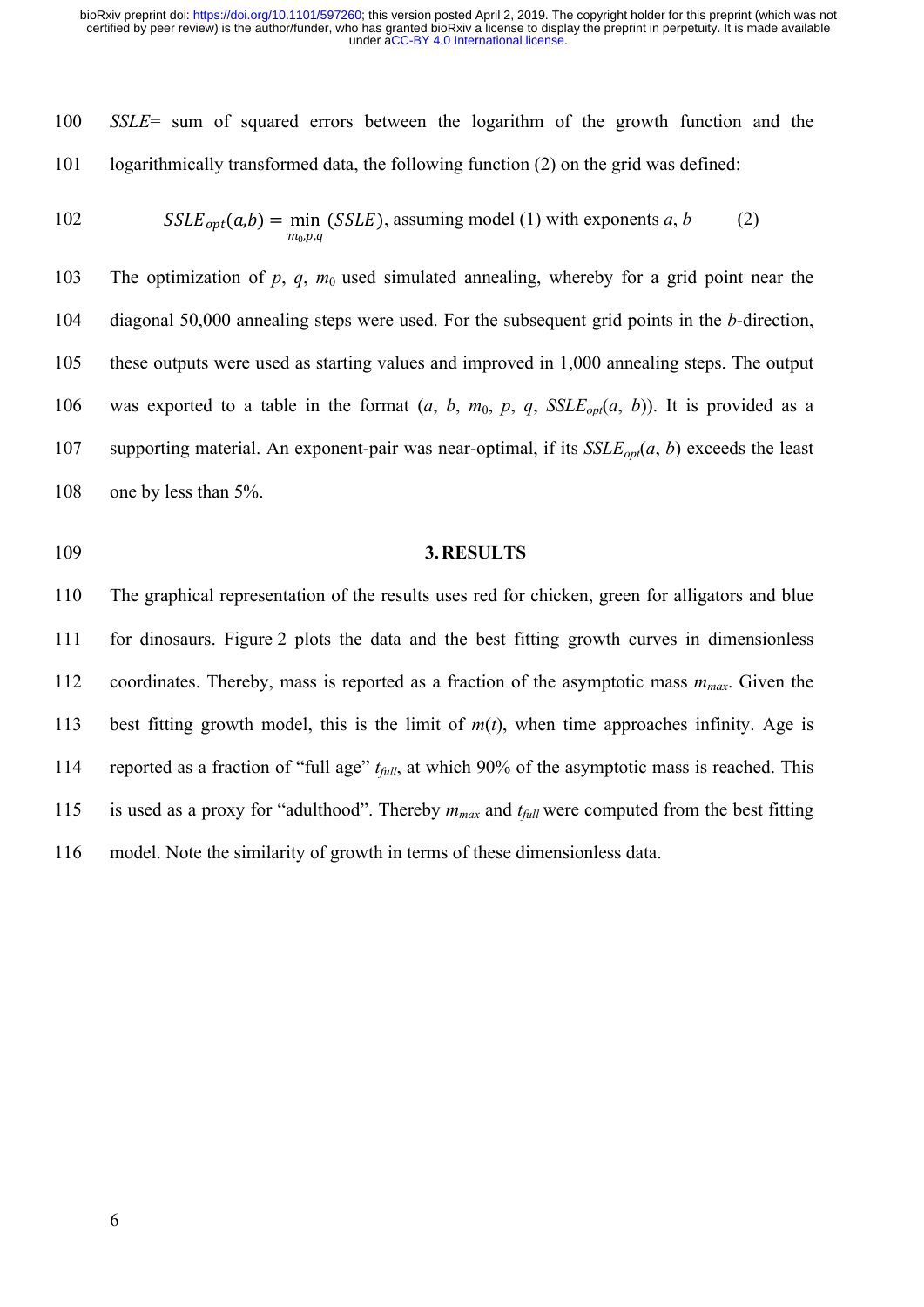*SSLE*= sum of squared errors between the logarithm of the growth function and the logarithmically transformed data, the following function (2) on the grid was defined:

$$SSLE_{opt}(a,b) = \min_{m_0,p,q} (SSLE), \text{ assuming model (1) with exponents } a, b \qquad (2)$$

The optimization of $p$, $q$, $m_0$ used simulated annealing, whereby for a grid point near the diagonal 50,000 annealing steps were used. For the subsequent grid points in the $b$-direction, these outputs were used as starting values and improved in 1,000 annealing steps. The output was exported to a table in the format ($a$, $b$, $m_0$, $p$, $q$, $SSLE_{opt}(a, b)$). It is provided as a supporting material. An exponent-pair was near-optimal, if its $SSLE_{opt}(a, b)$ exceeds the least one by less than 5%.

## 3. RESULTS

The graphical representation of the results uses red for chicken, green for alligators and blue for dinosaurs. Figure 2 plots the data and the best fitting growth curves in dimensionless coordinates. Thereby, mass is reported as a fraction of the asymptotic mass $m_{max}$. Given the best fitting growth model, this is the limit of $m(t)$, when time approaches infinity. Age is reported as a fraction of "full age" $t_{full}$, at which 90% of the asymptotic mass is reached. This is used as a proxy for "adulthood". Thereby $m_{max}$ and $t_{full}$ were computed from the best fitting model. Note the similarity of growth in terms of these dimensionless data.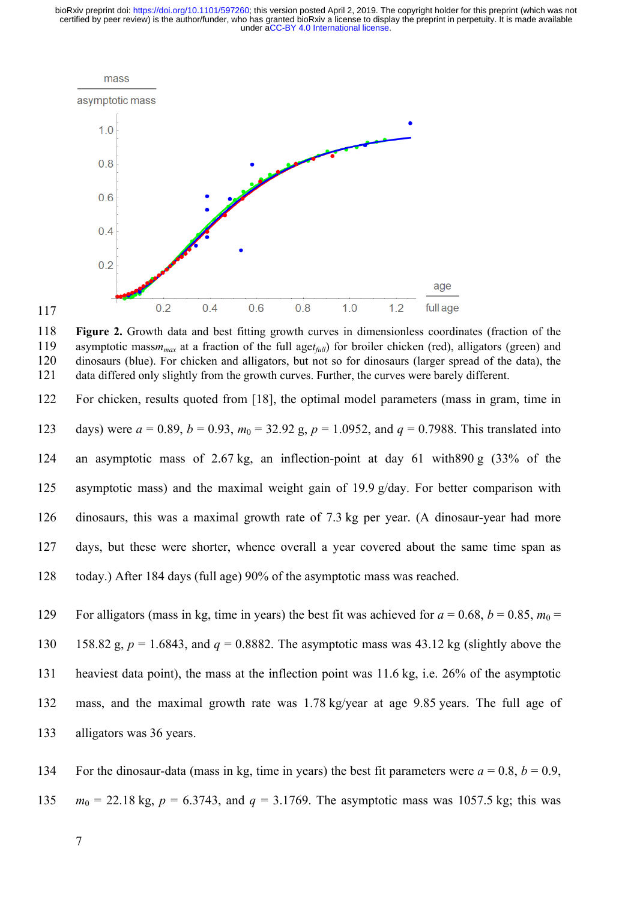Figure 2. Growth data and best fitting growth curves in dimensionless coordinates (fraction of the asymptotic mass $m_{max}$ at a fraction of the full age $t_{full}$) for broiler chicken (red), alligators (green) and dinosaurs (blue). For chicken and alligators, but not so for dinosaurs (larger spread of the data), the data differed only slightly from the growth curves. Further, the curves were barely different.

For chicken, results quoted from [18], the optimal model parameters (mass in gram, time in days) were $a = 0.89$, $b = 0.93$, $m_0 = 32.92$ g, $p = 1.0952$, and $q = 0.7988$. This translated into an asymptotic mass of 2.67 kg, an inflection-point at day 61 with 890 g (33% of the asymptotic mass) and the maximal weight gain of 19.9 g/day. For better comparison with dinosaurs, this was a maximal growth rate of 7.3 kg per year. (A dinosaur-year had more days, but these were shorter, whence overall a year covered about the same time span as today.) After 184 days (full age) 90% of the asymptotic mass was reached.

For alligators (mass in kg, time in years) the best fit was achieved for $a = 0.68$, $b = 0.85$, $m_0 = 158.82$ g, $p = 1.6843$, and $q = 0.8882$. The asymptotic mass was 43.12 kg (slightly above the heaviest data point), the mass at the inflection point was 11.6 kg, i.e. 26% of the asymptotic mass, and the maximal growth rate was 1.78 kg/year at age 9.85 years. The full age of alligators was 36 years.

For the dinosaur-data (mass in kg, time in years) the best fit parameters were $a = 0.8$, $b = 0.9$, $m_0 = 22.18$ kg, $p = 6.3743$, and $q = 3.1769$. The asymptotic mass was 1057.5 kg; this was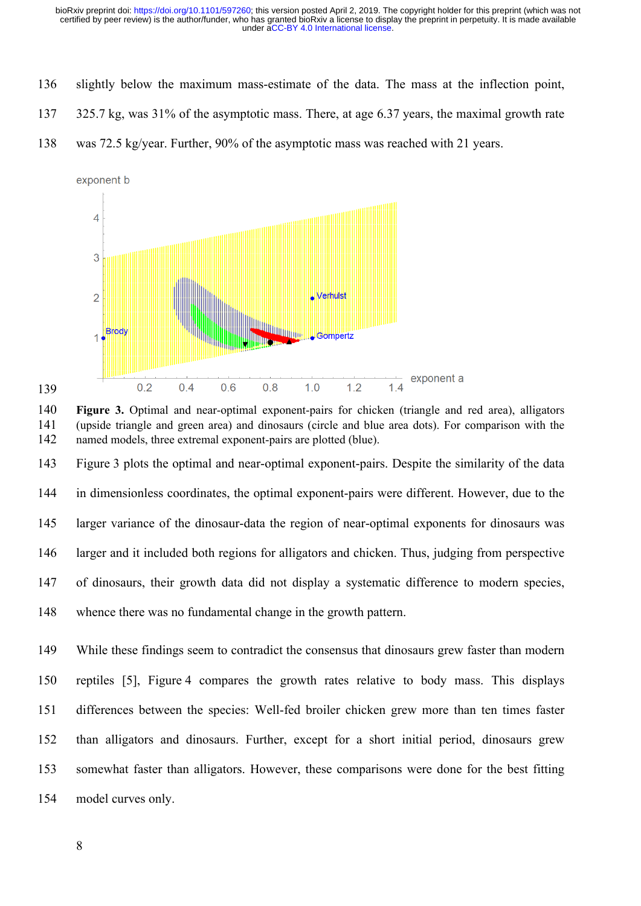slightly below the maximum mass-estimate of the data. The mass at the inflection point, 325.7 kg, was 31% of the asymptotic mass. There, at age 6.37 years, the maximal growth rate was 72.5 kg/year. Further, 90% of the asymptotic mass was reached with 21 years.

**Figure 3.** Optimal and near-optimal exponent-pairs for chicken (triangle and red area), alligators (upside triangle and green area) and dinosaurs (circle and blue area dots). For comparison with the named models, three extremal exponent-pairs are plotted (blue).

Figure 3 plots the optimal and near-optimal exponent-pairs. Despite the similarity of the data in dimensionless coordinates, the optimal exponent-pairs were different. However, due to the larger variance of the dinosaur-data the region of near-optimal exponents for dinosaurs was larger and it included both regions for alligators and chicken. Thus, judging from perspective of dinosaurs, their growth data did not display a systematic difference to modern species, whence there was no fundamental change in the growth pattern.

While these findings seem to contradict the consensus that dinosaurs grew faster than modern reptiles [5], Figure 4 compares the growth rates relative to body mass. This displays differences between the species: Well-fed broiler chicken grew more than ten times faster than alligators and dinosaurs. Further, except for a short initial period, dinosaurs grew somewhat faster than alligators. However, these comparisons were done for the best fitting model curves only.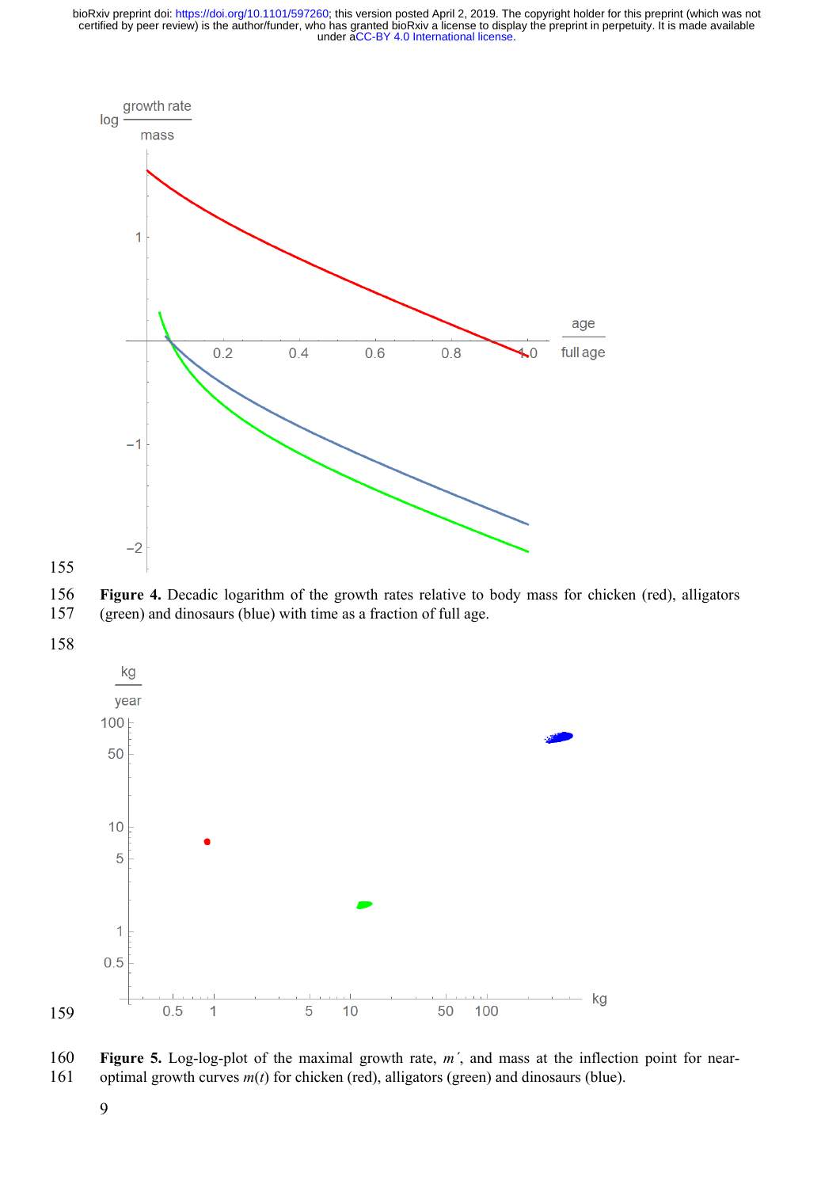**Figure 4.** Decadic logarithm of the growth rates relative to body mass for chicken (red), alligators (green) and dinosaurs (blue) with time as a fraction of full age.

**Figure 5.** Log-log-plot of the maximal growth rate, $m'$, and mass at the inflection point for near-optimal growth curves $m(t)$ for chicken (red), alligators (green) and dinosaurs (blue).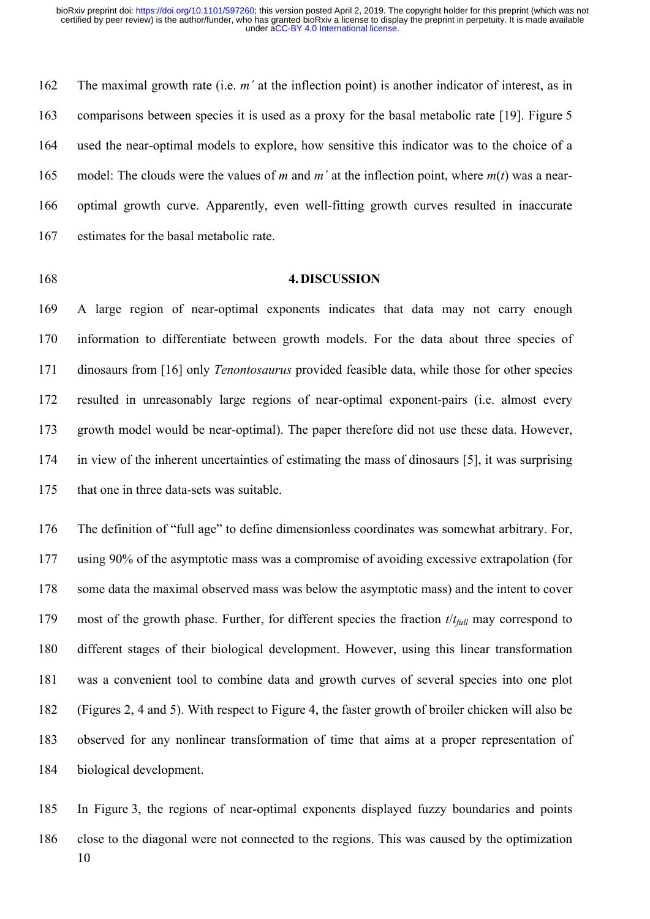The maximal growth rate (i.e. $m'$ at the inflection point) is another indicator of interest, as in comparisons between species it is used as a proxy for the basal metabolic rate [19]. Figure 5 used the near-optimal models to explore, how sensitive this indicator was to the choice of a model: The clouds were the values of $m$ and $m'$ at the inflection point, where $m(t)$ was a near-optimal growth curve. Apparently, even well-fitting growth curves resulted in inaccurate estimates for the basal metabolic rate.

## 4. DISCUSSION

A large region of near-optimal exponents indicates that data may not carry enough information to differentiate between growth models. For the data about three species of dinosaurs from [16] only *Tenontosaurus* provided feasible data, while those for other species resulted in unreasonably large regions of near-optimal exponent-pairs (i.e. almost every growth model would be near-optimal). The paper therefore did not use these data. However, in view of the inherent uncertainties of estimating the mass of dinosaurs [5], it was surprising that one in three data-sets was suitable.

The definition of "full age" to define dimensionless coordinates was somewhat arbitrary. For, using 90% of the asymptotic mass was a compromise of avoiding excessive extrapolation (for some data the maximal observed mass was below the asymptotic mass) and the intent to cover most of the growth phase. Further, for different species the fraction $t/t_{full}$ may correspond to different stages of their biological development. However, using this linear transformation was a convenient tool to combine data and growth curves of several species into one plot (Figures 2, 4 and 5). With respect to Figure 4, the faster growth of broiler chicken will also be observed for any nonlinear transformation of time that aims at a proper representation of biological development.

In Figure 3, the regions of near-optimal exponents displayed fuzzy boundaries and points close to the diagonal were not connected to the regions. This was caused by the optimization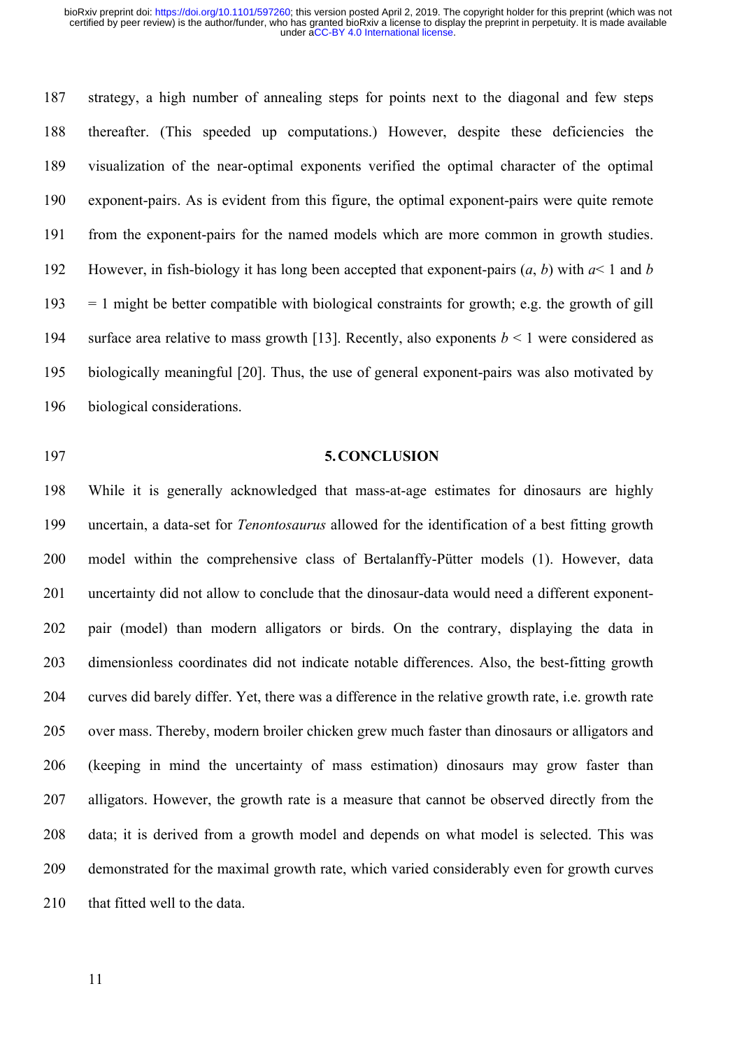strategy, a high number of annealing steps for points next to the diagonal and few steps thereafter. (This speeded up computations.) However, despite these deficiencies the visualization of the near-optimal exponents verified the optimal character of the optimal exponent-pairs. As is evident from this figure, the optimal exponent-pairs were quite remote from the exponent-pairs for the named models which are more common in growth studies. However, in fish-biology it has long been accepted that exponent-pairs ($a$, $b$) with $a< 1$ and $b = 1$ might be better compatible with biological constraints for growth; e.g. the growth of gill surface area relative to mass growth [13]. Recently, also exponents $b < 1$ were considered as biologically meaningful [20]. Thus, the use of general exponent-pairs was also motivated by biological considerations.

## 5. CONCLUSION

While it is generally acknowledged that mass-at-age estimates for dinosaurs are highly uncertain, a data-set for *Tenontosaurus* allowed for the identification of a best fitting growth model within the comprehensive class of Bertalanffy-Pütter models (1). However, data uncertainty did not allow to conclude that the dinosaur-data would need a different exponent-pair (model) than modern alligators or birds. On the contrary, displaying the data in dimensionless coordinates did not indicate notable differences. Also, the best-fitting growth curves did barely differ. Yet, there was a difference in the relative growth rate, i.e. growth rate over mass. Thereby, modern broiler chicken grew much faster than dinosaurs or alligators and (keeping in mind the uncertainty of mass estimation) dinosaurs may grow faster than alligators. However, the growth rate is a measure that cannot be observed directly from the data; it is derived from a growth model and depends on what model is selected. This was demonstrated for the maximal growth rate, which varied considerably even for growth curves that fitted well to the data.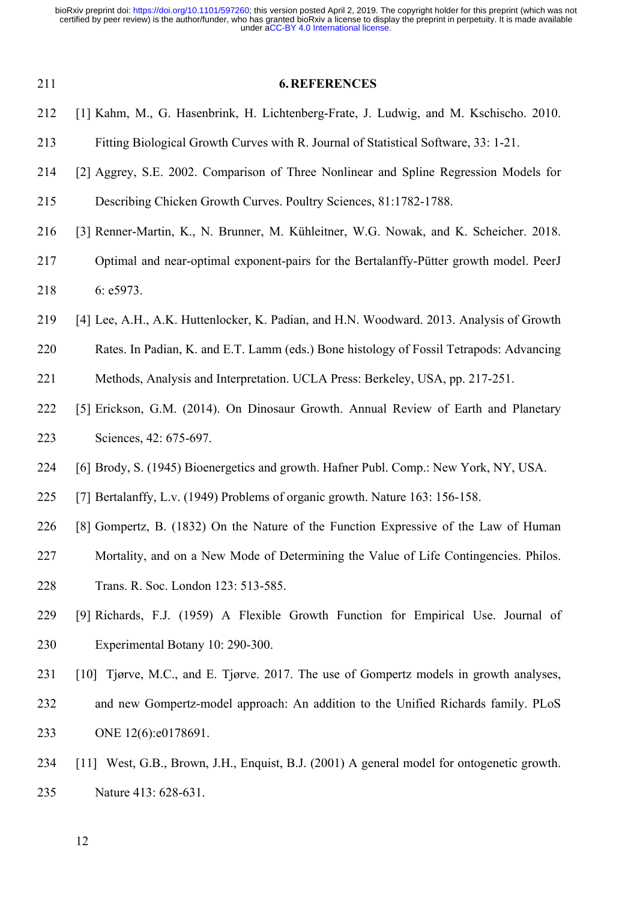## 6. REFERENCES

[1] Kahm, M., G. Hasenbrink, H. Lichtenberg-Frate, J. Ludwig, and M. Kschischo. 2010. Fitting Biological Growth Curves with R. Journal of Statistical Software, 33: 1-21.

[2] Aggrey, S.E. 2002. Comparison of Three Nonlinear and Spline Regression Models for Describing Chicken Growth Curves. Poultry Sciences, 81:1782-1788.

[3] Renner-Martin, K., N. Brunner, M. Kühleitner, W.G. Nowak, and K. Scheicher. 2018. Optimal and near-optimal exponent-pairs for the Bertalanffy-Pütter growth model. PeerJ 6: e5973.

[4] Lee, A.H., A.K. Huttenlocker, K. Padian, and H.N. Woodward. 2013. Analysis of Growth Rates. In Padian, K. and E.T. Lamm (eds.) Bone histology of Fossil Tetrapods: Advancing Methods, Analysis and Interpretation. UCLA Press: Berkeley, USA, pp. 217-251.

[5] Erickson, G.M. (2014). On Dinosaur Growth. Annual Review of Earth and Planetary Sciences, 42: 675-697.

[6] Brody, S. (1945) Bioenergetics and growth. Hafner Publ. Comp.: New York, NY, USA.

[7] Bertalanffy, L.v. (1949) Problems of organic growth. Nature 163: 156-158.

[8] Gompertz, B. (1832) On the Nature of the Function Expressive of the Law of Human Mortality, and on a New Mode of Determining the Value of Life Contingencies. Philos. Trans. R. Soc. London 123: 513-585.

[9] Richards, F.J. (1959) A Flexible Growth Function for Empirical Use. Journal of Experimental Botany 10: 290-300.

[10] Tjørve, M.C., and E. Tjørve. 2017. The use of Gompertz models in growth analyses, and new Gompertz-model approach: An addition to the Unified Richards family. PLoS ONE 12(6):e0178691.

[11] West, G.B., Brown, J.H., Enquist, B.J. (2001) A general model for ontogenetic growth. Nature 413: 628-631.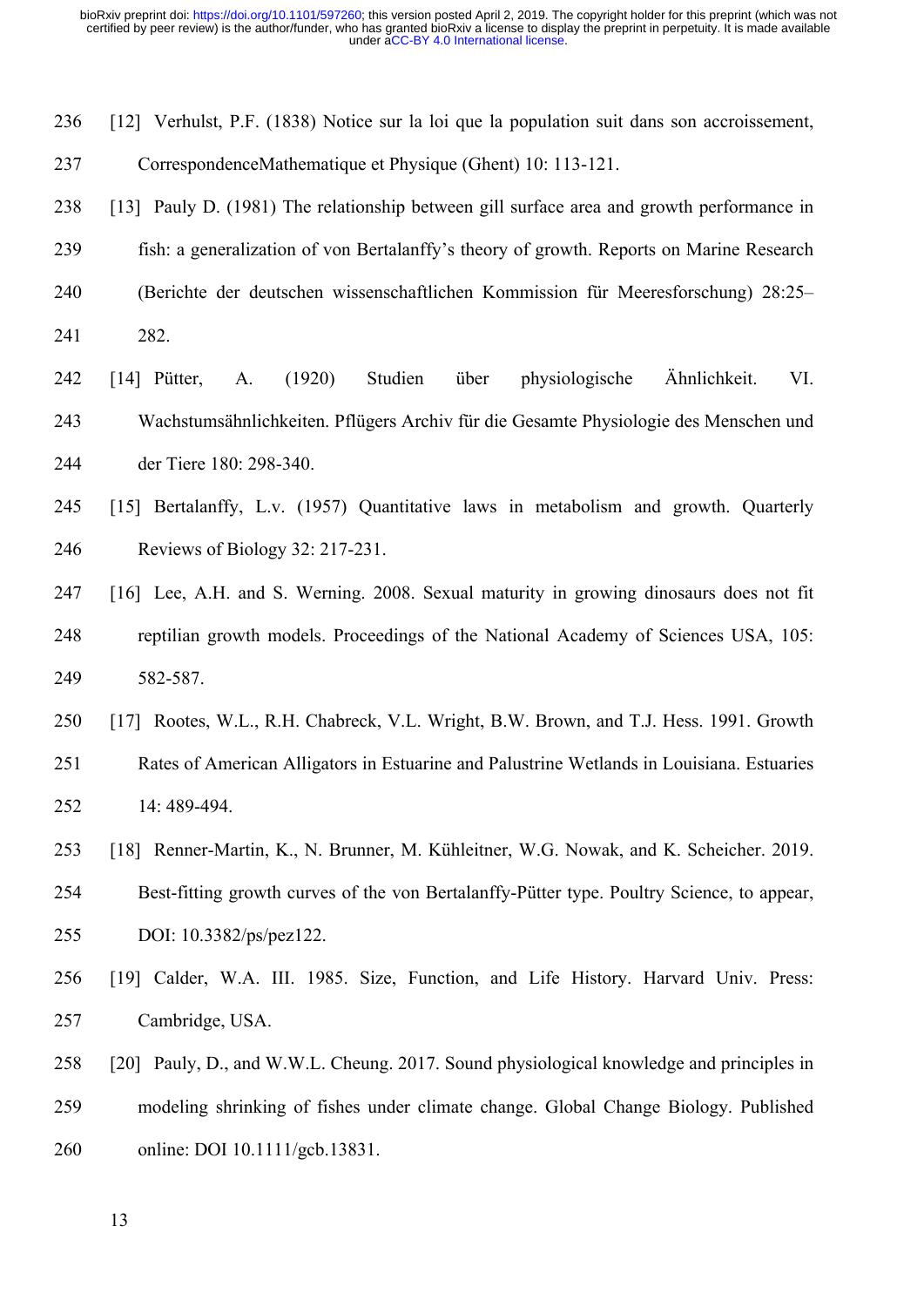[12] Verhulst, P.F. (1838) Notice sur la loi que la population suit dans son accroissement, CorrespondenceMathematique et Physique (Ghent) 10: 113-121.

[13] Pauly D. (1981) The relationship between gill surface area and growth performance in fish: a generalization of von Bertalanffy's theory of growth. Reports on Marine Research (Berichte der deutschen wissenschaftlichen Kommission für Meeresforschung) 28:25–282.

[14] Pütter, A. (1920) Studien über physiologische Ähnlichkeit. VI. Wachstumsähnlichkeiten. Pflügers Archiv für die Gesamte Physiologie des Menschen und der Tiere 180: 298-340.

[15] Bertalanffy, L.v. (1957) Quantitative laws in metabolism and growth. Quarterly Reviews of Biology 32: 217-231.

[16] Lee, A.H. and S. Werning. 2008. Sexual maturity in growing dinosaurs does not fit reptilian growth models. Proceedings of the National Academy of Sciences USA, 105: 582-587.

[17] Rootes, W.L., R.H. Chabreck, V.L. Wright, B.W. Brown, and T.J. Hess. 1991. Growth Rates of American Alligators in Estuarine and Palustrine Wetlands in Louisiana. Estuaries 14: 489-494.

[18] Renner-Martin, K., N. Brunner, M. Kühleitner, W.G. Nowak, and K. Scheicher. 2019. Best-fitting growth curves of the von Bertalanffy-Pütter type. Poultry Science, to appear, DOI: 10.3382/ps/pez122.

[19] Calder, W.A. III. 1985. Size, Function, and Life History. Harvard Univ. Press: Cambridge, USA.

[20] Pauly, D., and W.W.L. Cheung. 2017. Sound physiological knowledge and principles in modeling shrinking of fishes under climate change. Global Change Biology. Published online: DOI 10.1111/gcb.13831.